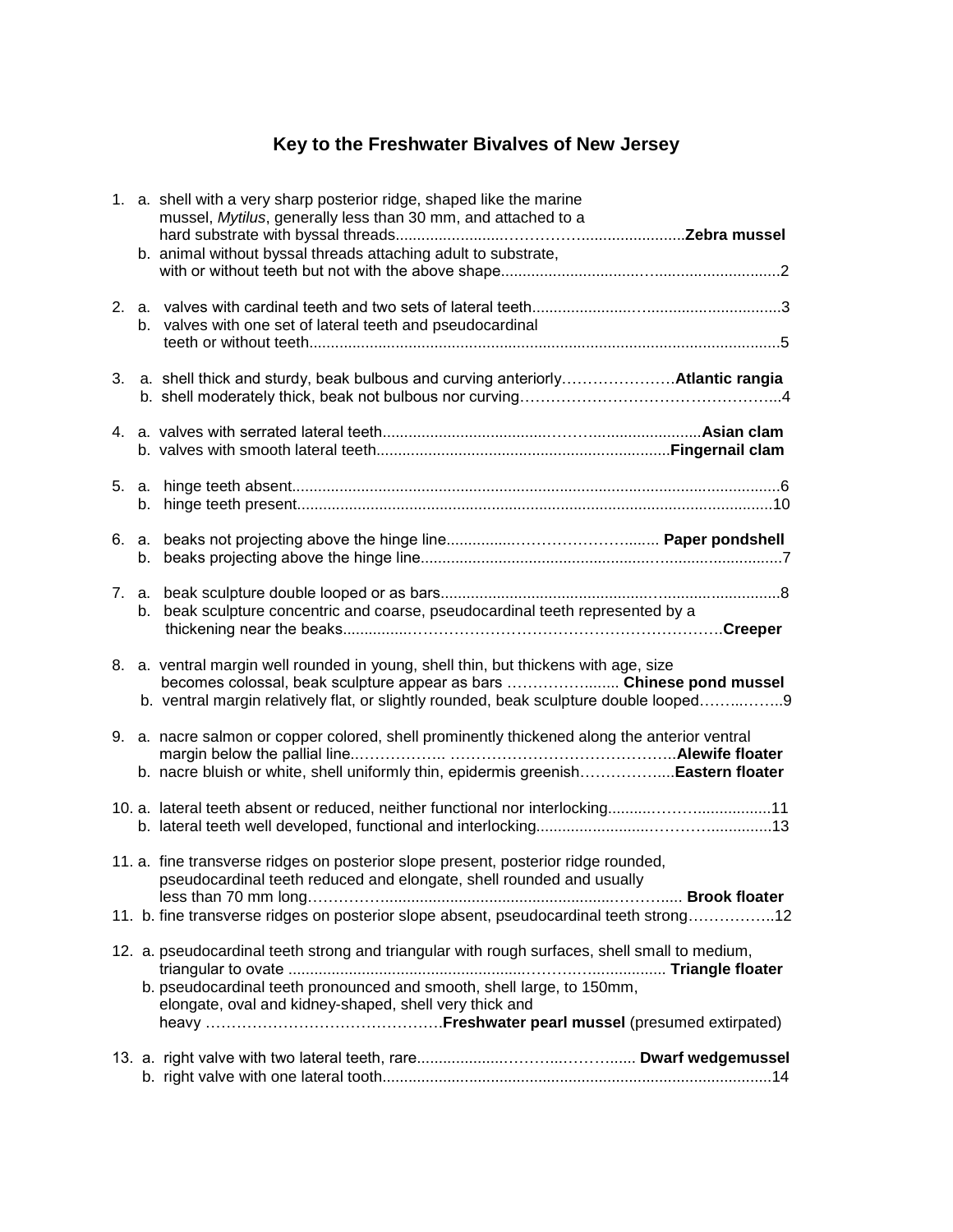# Key to the Freshwater Bivalves of New Jersey

1. a. shell with a very sharp posterior ridge, shaped like the marine mussel, *Mytilus*, generally less than 30 mm, and attached to a hard substrate with byssal threads........................……………........................**Zebra mussel**
   b. animal without byssal threads attaching adult to substrate, with or without teeth but not with the above shape................................…..............................2

2. a. valves with cardinal teeth and two sets of lateral teeth........................…..............................3
   b. valves with one set of lateral teeth and pseudocardinal teeth or without teeth............................................................................................................5

3. a. shell thick and sturdy, beak bulbous and curving anteriorly…………………**Atlantic rangia**
   b. shell moderately thick, beak not bulbous nor curving…………………………………………...4

4. a. valves with serrated lateral teeth.......................................……..........................**Asian clam**
   b. valves with smooth lateral teeth...................................................................**Fingernail clam**

5. a. hinge teeth absent.................................................................................................................6
   b. hinge teeth present..............................................................................................................10

6. a. beaks not projecting above the hinge line...............……………………........ **Paper pondshell**
   b. beaks projecting above the hinge line...................................................….........................7

7. a. beak sculpture double looped or as bars...............................................….........................8
   b. beak sculpture concentric and coarse, pseudocardinal teeth represented by a thickening near the beaks...............…………………………………………………….**Creeper**

8. a. ventral margin well rounded in young, shell thin, but thickens with age, size becomes colossal, beak sculpture appear as bars ………………........ **Chinese pond mussel**
   b. ventral margin relatively flat, or slightly rounded, beak sculpture double looped……..……..9

9. a. nacre salmon or copper colored, shell prominently thickened along the anterior ventral margin below the pallial line..…………….. ……………………………………..**Alewife floater**
   b. nacre bluish or white, shell uniformly thin, epidermis greenish……………....**Eastern floater**

10. a. lateral teeth absent or reduced, neither functional nor interlocking..........……..................11
    b. lateral teeth well developed, functional and interlocking........................………...............13

11. a. fine transverse ridges on posterior slope present, posterior ridge rounded, pseudocardinal teeth reduced and elongate, shell rounded and usually less than 70 mm long…………….......................................................……..... **Brook floater**

11. b. fine transverse ridges on posterior slope absent, pseudocardinal teeth strong……………..12

12. a. pseudocardinal teeth strong and triangular with rough surfaces, shell small to medium, triangular to ovate ......................................................……….................. **Triangle floater**
    b. pseudocardinal teeth pronounced and smooth, shell large, to 150mm, elongate, oval and kidney-shaped, shell very thick and heavy ……………………………………….**Freshwater pearl mussel** (presumed extirpated)

13. a. right valve with two lateral teeth, rare...................………..……...... **Dwarf wedgemussel**
    b. right valve with one lateral tooth..........................................................................................14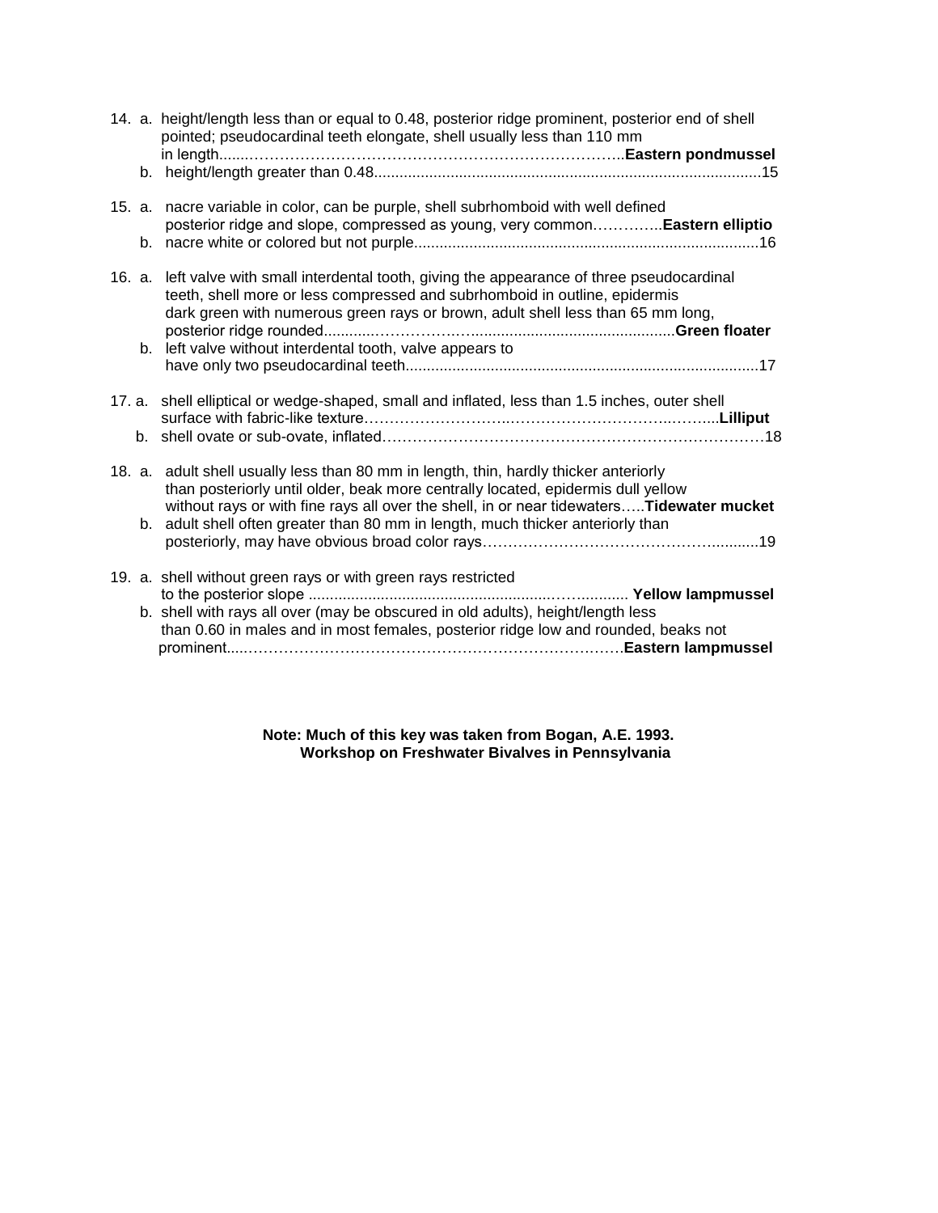14. a. height/length less than or equal to 0.48, posterior ridge prominent, posterior end of shell pointed; pseudocardinal teeth elongate, shell usually less than 110 mm in length.......…………………………………………………………………..**Eastern pondmussel**
    b. height/length greater than 0.48...........................................................................................15

15. a. nacre variable in color, can be purple, shell subrhomboid with well defined posterior ridge and slope, compressed as young, very common…………..**Eastern elliptio**
    b. nacre white or colored but not purple..................................................................................16

16. a. left valve with small interdental tooth, giving the appearance of three pseudocardinal teeth, shell more or less compressed and subrhomboid in outline, epidermis dark green with numerous green rays or brown, adult shell less than 65 mm long, posterior ridge rounded............………………….................................................**Green floater**
    b. left valve without interdental tooth, valve appears to have only two pseudocardinal teeth...................................................................................17

17. a. shell elliptical or wedge-shaped, small and inflated, less than 1.5 inches, outer shell surface with fabric-like texture………………………..…………………………..……...**Lilliput**
    b. shell ovate or sub-ovate, inflated…………………………………………………………………18

18. a. adult shell usually less than 80 mm in length, thin, hardly thicker anteriorly than posteriorly until older, beak more centrally located, epidermis dull yellow without rays or with fine rays all over the shell, in or near tidewaters…..**Tidewater mucket**
    b. adult shell often greater than 80 mm in length, much thicker anteriorly than posteriorly, may have obvious broad color rays……………………………………………...........19

19. a. shell without green rays or with green rays restricted to the posterior slope ..........................................................……........... **Yellow lampmussel**
    b. shell with rays all over (may be obscured in old adults), height/length less than 0.60 in males and in most females, posterior ridge low and rounded, beaks not prominent.....…………………………………………………………………**Eastern lampmussel**

**Note: Much of this key was taken from Bogan, A.E. 1993. Workshop on Freshwater Bivalves in Pennsylvania**